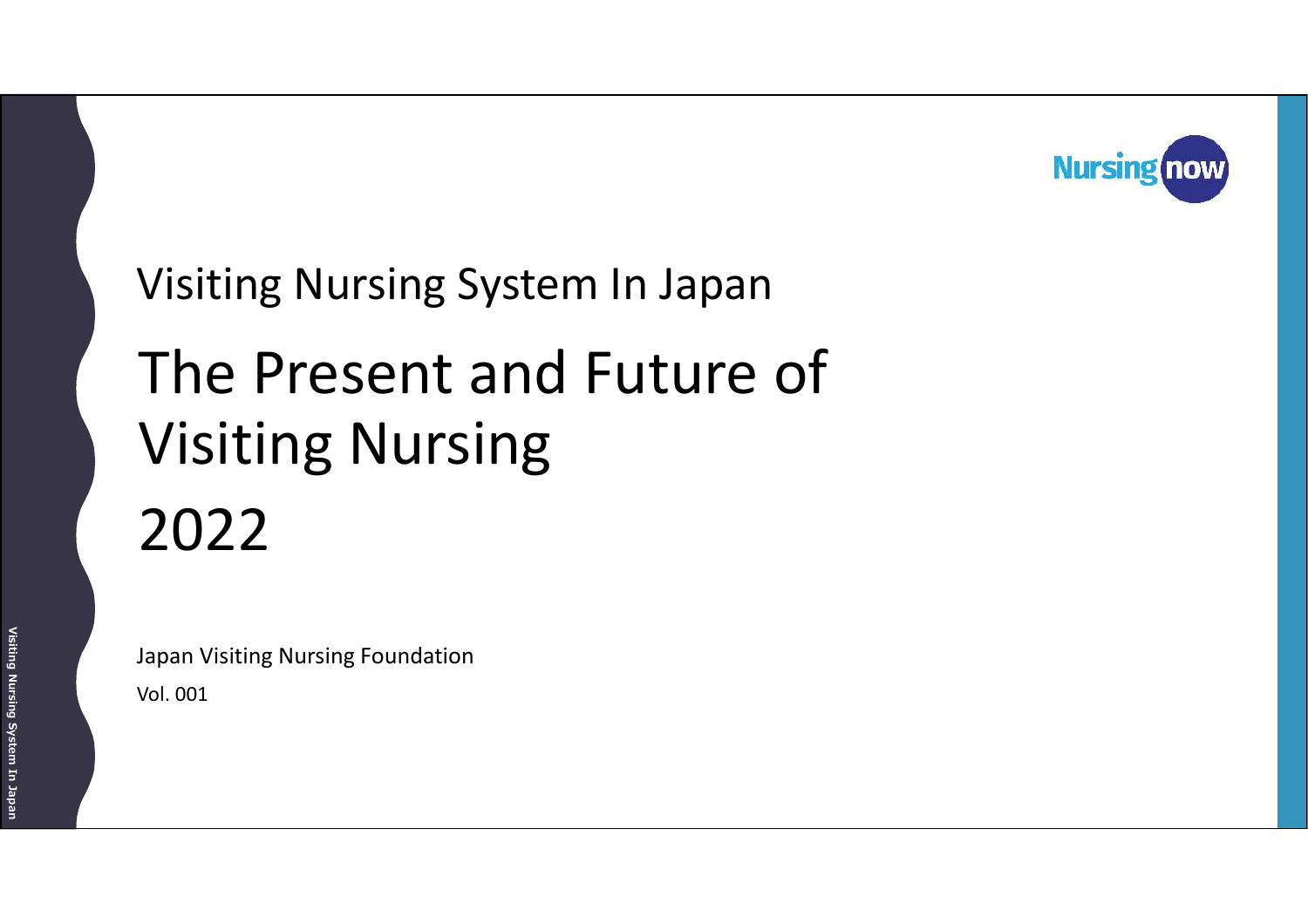Nursing now

Visiting Nursing System In Japan

# The Present and Future of Visiting Nursing 2022

Japan Visiting Nursing Foundation

Vol. 001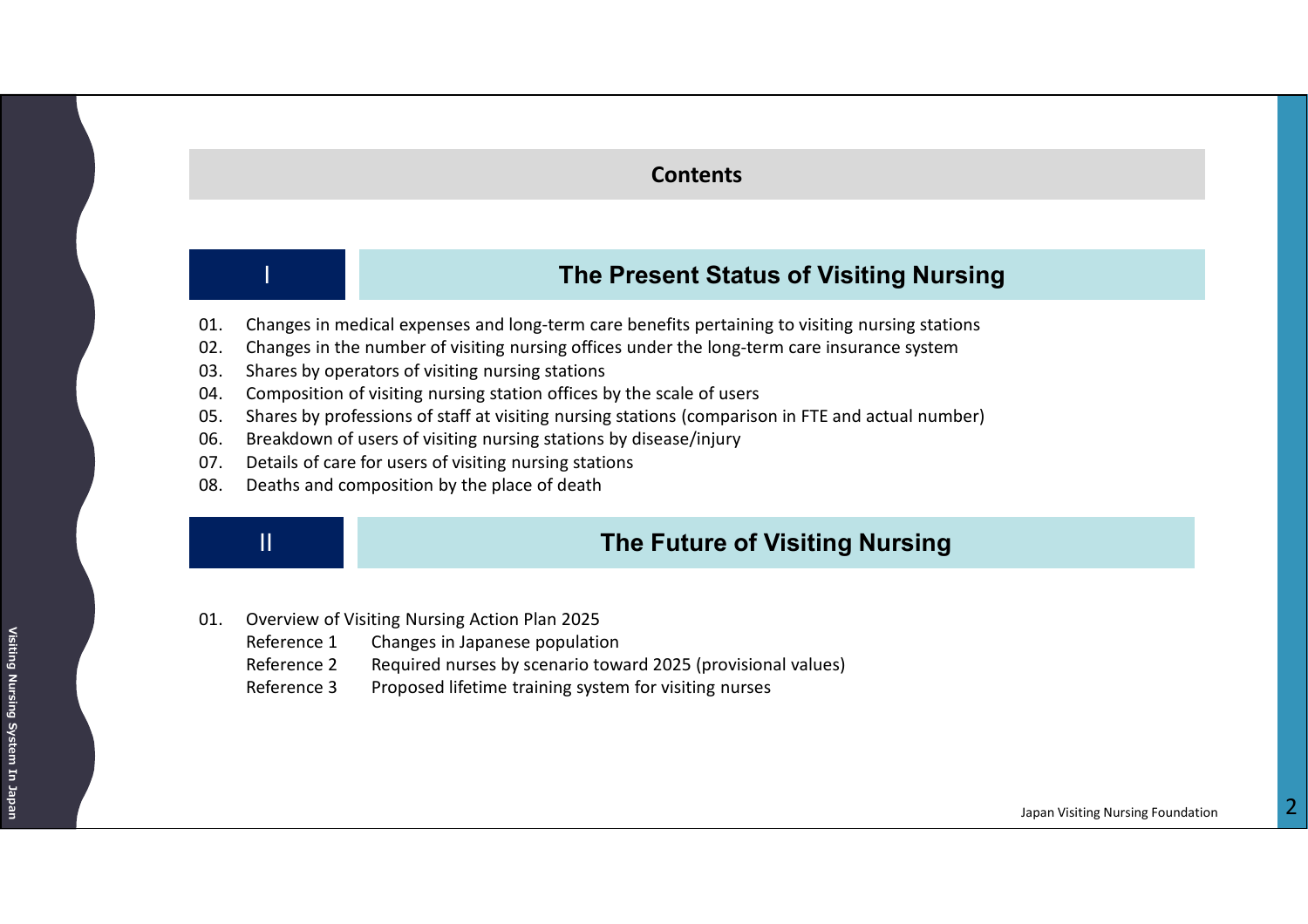# Contents

## I The Present Status of Visiting Nursing

01. Changes in medical expenses and long-term care benefits pertaining to visiting nursing stations
02. Changes in the number of visiting nursing offices under the long-term care insurance system
03. Shares by operators of visiting nursing stations
04. Composition of visiting nursing station offices by the scale of users
05. Shares by professions of staff at visiting nursing stations (comparison in FTE and actual number)
06. Breakdown of users of visiting nursing stations by disease/injury
07. Details of care for users of visiting nursing stations
08. Deaths and composition by the place of death

## II The Future of Visiting Nursing

01. Overview of Visiting Nursing Action Plan 2025
    - Reference 1 Changes in Japanese population
    - Reference 2 Required nurses by scenario toward 2025 (provisional values)
    - Reference 3 Proposed lifetime training system for visiting nurses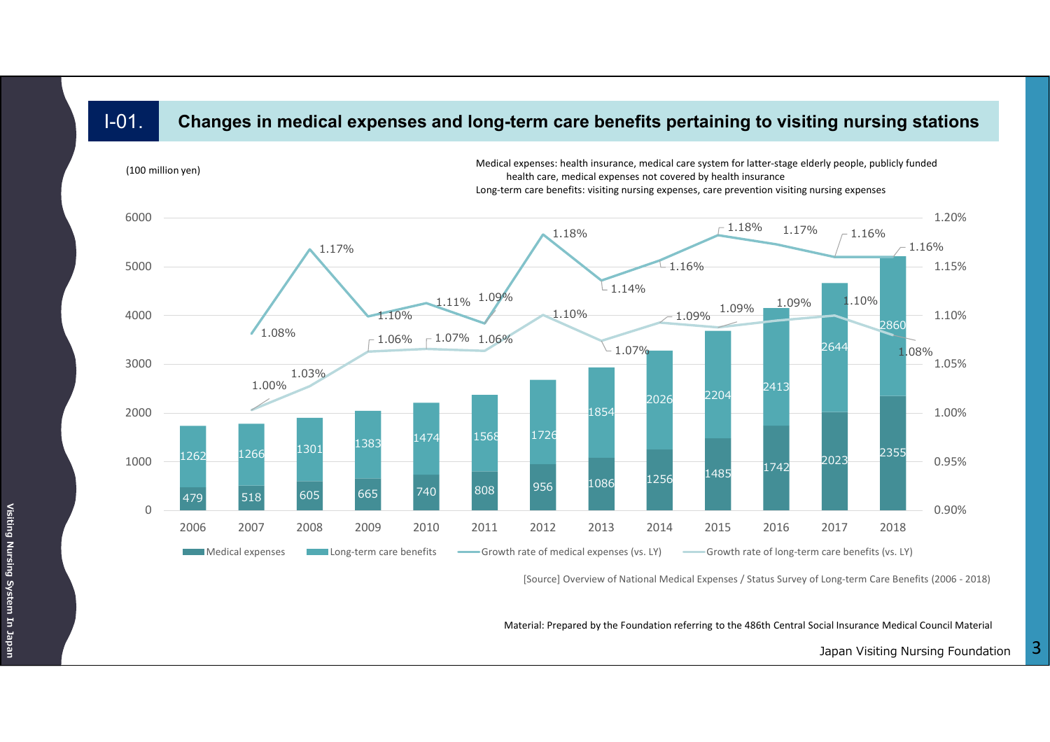## I-01. Changes in medical expenses and long-term care benefits pertaining to visiting nursing stations

(100 million yen)

Medical expenses: health insurance, medical care system for latter-stage elderly people, publicly funded health care, medical expenses not covered by health insurance
Long-term care benefits: visiting nursing expenses, care prevention visiting nursing expenses

| Year | Medical expenses | Long-term care benefits | Growth rate of medical expenses (vs. LY) | Growth rate of long-term care benefits (vs. LY) |
|---|---|---|---|---|
| 2006 | 479 | 1262 | | |
| 2007 | 518 | 1266 | 1.08% | 1.00% |
| 2008 | 605 | 1301 | 1.17% | 1.03% |
| 2009 | 665 | 1383 | 1.10% | 1.06% |
| 2010 | 740 | 1474 | 1.11% | 1.07% |
| 2011 | 808 | 1568 | 1.09% | 1.06% |
| 2012 | 956 | 1726 | 1.18% | 1.10% |
| 2013 | 1086 | 1854 | 1.14% | 1.07% |
| 2014 | 1256 | 2026 | 1.16% | 1.09% |
| 2015 | 1485 | 2204 | 1.18% | 1.09% |
| 2016 | 1742 | 2413 | 1.17% | 1.09% |
| 2017 | 2023 | 2644 | 1.16% | 1.10% |
| 2018 | 2355 | 2860 | 1.16% | 1.08% |

[Source] Overview of National Medical Expenses / Status Survey of Long-term Care Benefits (2006 - 2018)

Material: Prepared by the Foundation referring to the 486th Central Social Insurance Medical Council Material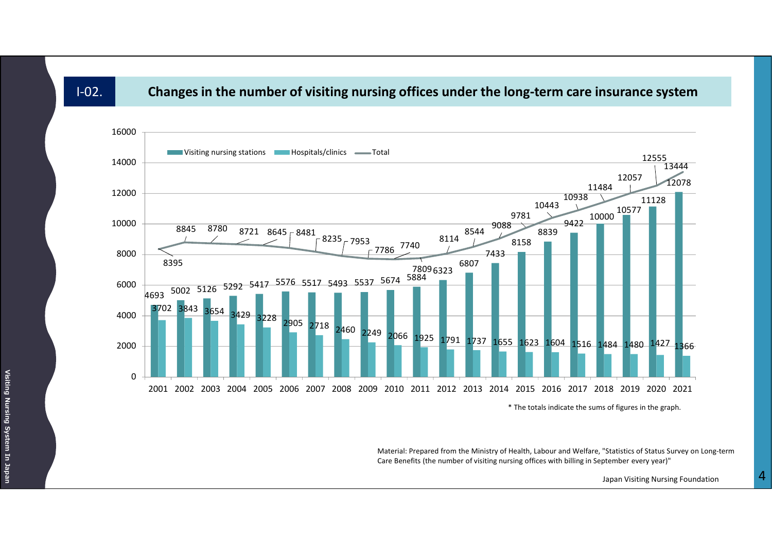## I-02. Changes in the number of visiting nursing offices under the long-term care insurance system

| Year | Visiting nursing stations | Hospitals/clinics | Total |
|---|---|---|---|
| 2001 | 4693 | 3702 | 8395 |
| 2002 | 5002 | 3843 | 8845 |
| 2003 | 5126 | 3654 | 8780 |
| 2004 | 5292 | 3429 | 8721 |
| 2005 | 5417 | 3228 | 8645 |
| 2006 | 5576 | 2905 | 8481 |
| 2007 | 5517 | 2718 | 8235 |
| 2008 | 5493 | 2460 | 7953 |
| 2009 | 5537 | 2249 | 7786 |
| 2010 | 5674 | 2066 | 7740 |
| 2011 | 5884 | 1925 | 7809 |
| 2012 | 6323 | 1791 | 8114 |
| 2013 | 6807 | 1737 | 8544 |
| 2014 | 7433 | 1655 | 9088 |
| 2015 | 8158 | 1623 | 9781 |
| 2016 | 8839 | 1604 | 10443 |
| 2017 | 9422 | 1516 | 10938 |
| 2018 | 10000 | 1484 | 11484 |
| 2019 | 10577 | 1480 | 12057 |
| 2020 | 11128 | 1427 | 12555 |
| 2021 | 12078 | 1366 | 13444 |

* The totals indicate the sums of figures in the graph.

Material: Prepared from the Ministry of Health, Labour and Welfare, "Statistics of Status Survey on Long-term Care Benefits (the number of visiting nursing offices with billing in September every year)"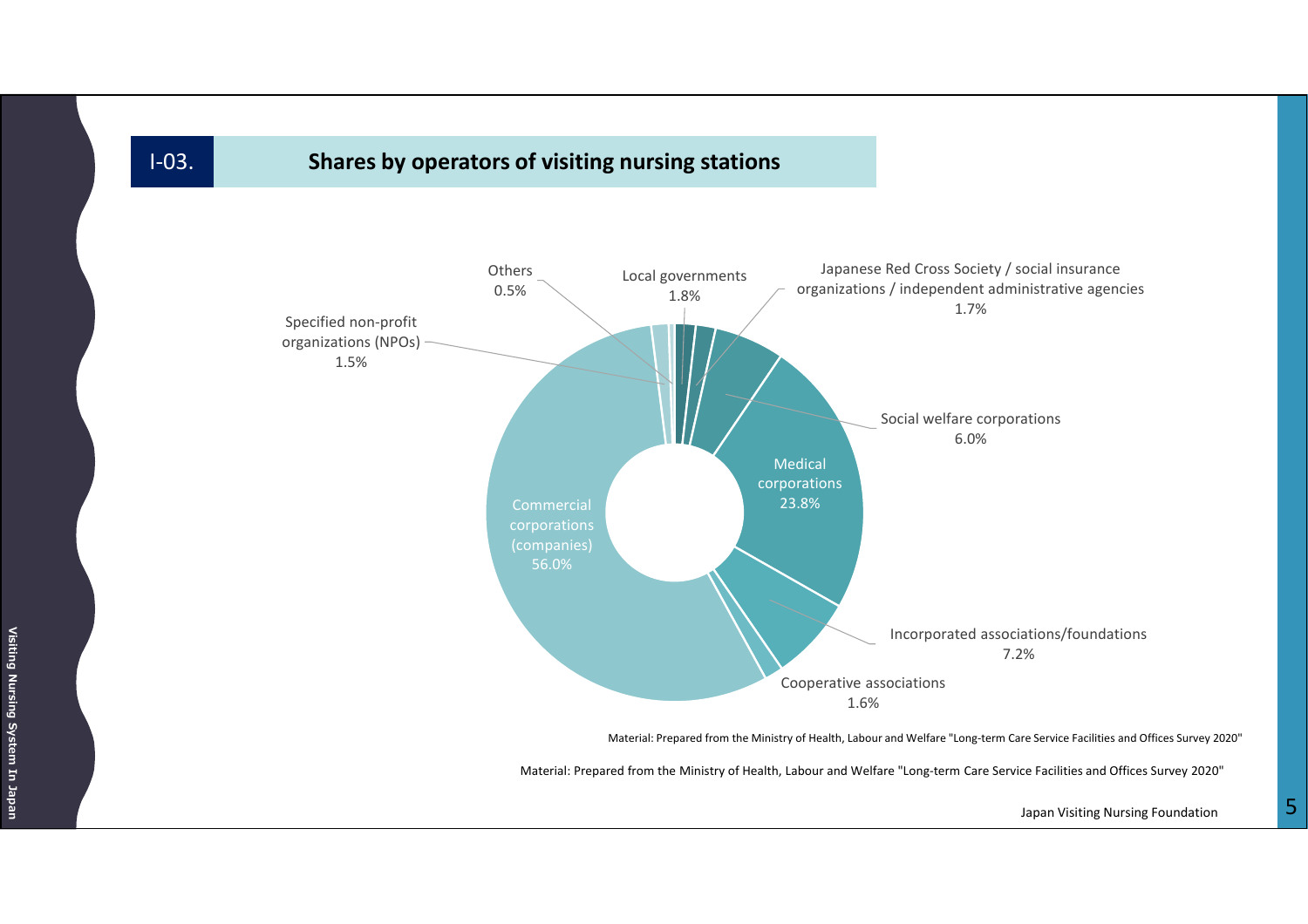## I-03. Shares by operators of visiting nursing stations

| Operator | Share |
|---|---|
| Local governments | 1.8% |
| Japanese Red Cross Society / social insurance organizations / independent administrative agencies | 1.7% |
| Social welfare corporations | 6.0% |
| Medical corporations | 23.8% |
| Incorporated associations/foundations | 7.2% |
| Cooperative associations | 1.6% |
| Commercial corporations (companies) | 56.0% |
| Specified non-profit organizations (NPOs) | 1.5% |
| Others | 0.5% |

Material: Prepared from the Ministry of Health, Labour and Welfare "Long-term Care Service Facilities and Offices Survey 2020"

Material: Prepared from the Ministry of Health, Labour and Welfare "Long-term Care Service Facilities and Offices Survey 2020"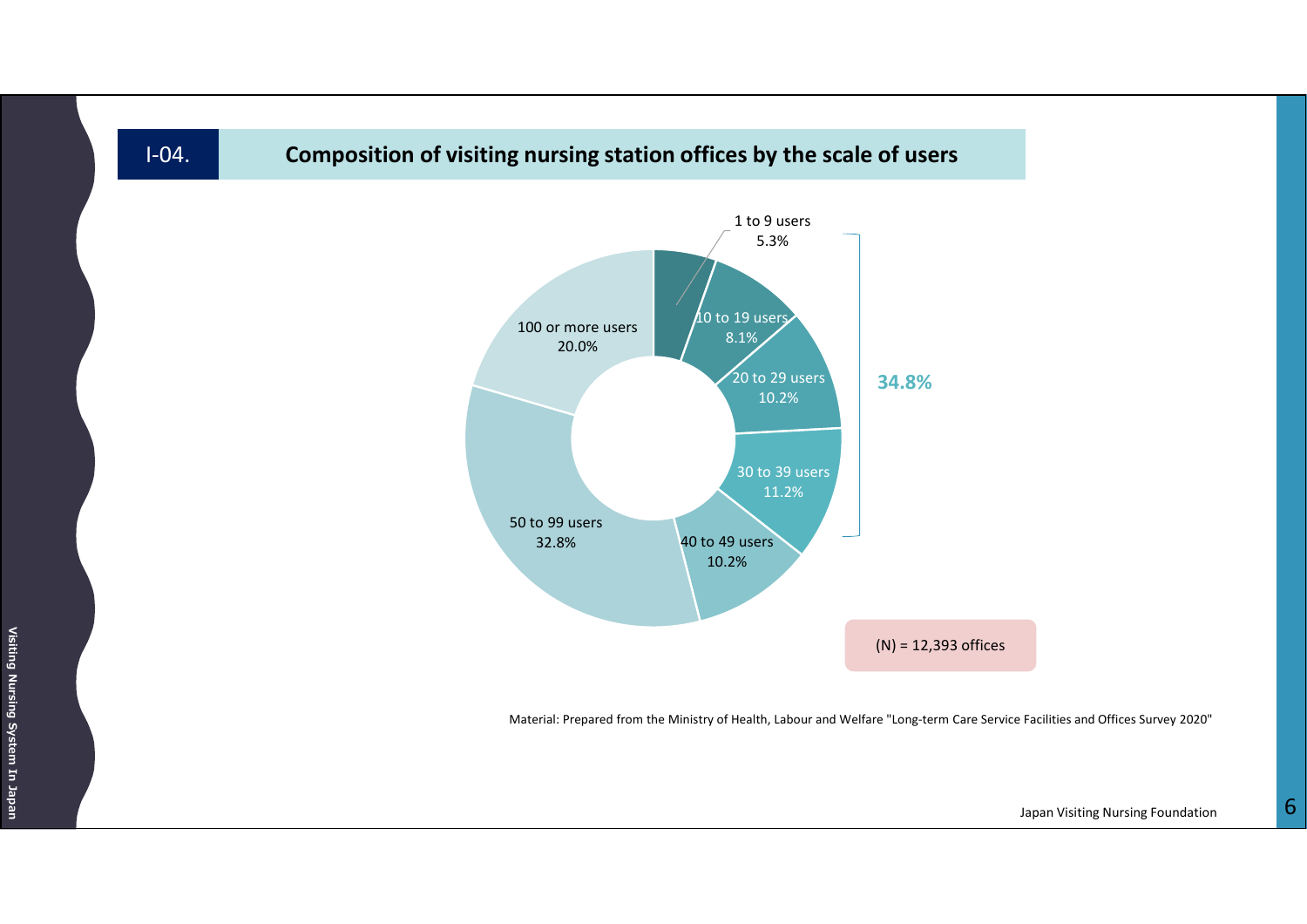## I-04. Composition of visiting nursing station offices by the scale of users

| Scale of users | Share |
|---|---|
| 1 to 9 users | 5.3% |
| 10 to 19 users | 8.1% |
| 20 to 29 users | 10.2% |
| 30 to 39 users | 11.2% |
| 40 to 49 users | 10.2% |
| 50 to 99 users | 32.8% |
| 100 or more users | 20.0% |

34.8% (1 to 39 users)

(N) = 12,393 offices

Material: Prepared from the Ministry of Health, Labour and Welfare "Long-term Care Service Facilities and Offices Survey 2020"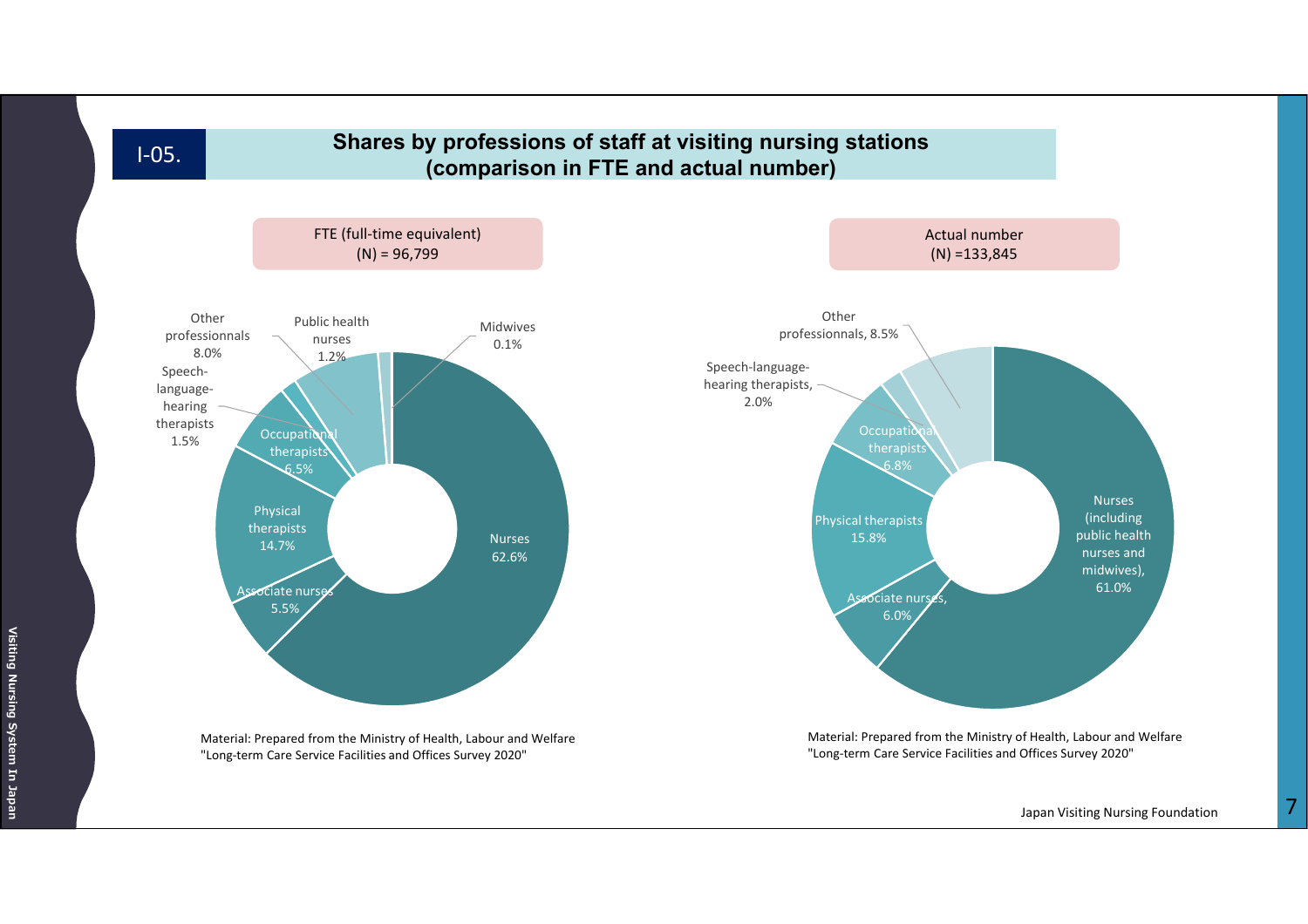# I-05. Shares by professions of staff at visiting nursing stations (comparison in FTE and actual number)

## FTE (full-time equivalent) (N) = 96,799

| Profession | Share |
|---|---|
| Nurses | 62.6% |
| Associate nurses | 5.5% |
| Physical therapists | 14.7% |
| Occupational therapists | 6.5% |
| Speech-language-hearing therapists | 1.5% |
| Other professionnals | 8.0% |
| Public health nurses | 1.2% |
| Midwives | 0.1% |

Material: Prepared from the Ministry of Health, Labour and Welfare "Long-term Care Service Facilities and Offices Survey 2020"

## Actual number (N) =133,845

| Profession | Share |
|---|---|
| Nurses (including public health nurses and midwives) | 61.0% |
| Associate nurses | 6.0% |
| Physical therapists | 15.8% |
| Occupational therapists | 6.8% |
| Speech-language-hearing therapists | 2.0% |
| Other professionnals | 8.5% |

Material: Prepared from the Ministry of Health, Labour and Welfare "Long-term Care Service Facilities and Offices Survey 2020"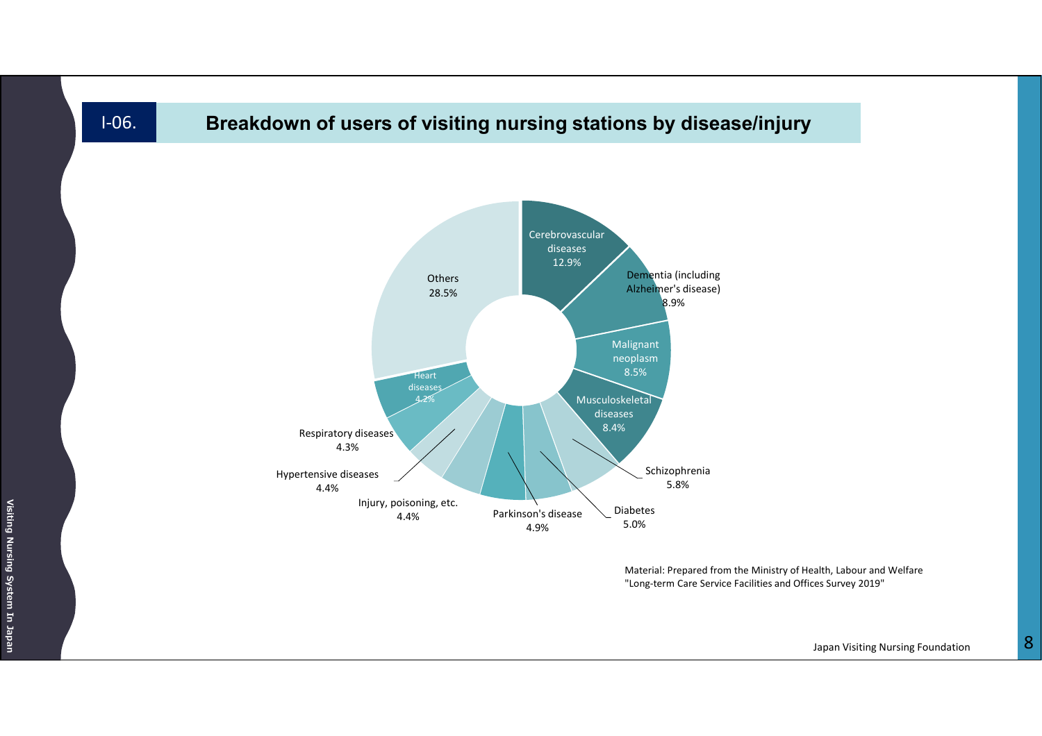## I-06. Breakdown of users of visiting nursing stations by disease/injury

| Disease/injury | Percentage |
|---|---|
| Cerebrovascular diseases | 12.9% |
| Dementia (including Alzheimer's disease) | 8.9% |
| Malignant neoplasm | 8.5% |
| Musculoskeletal diseases | 8.4% |
| Schizophrenia | 5.8% |
| Diabetes | 5.0% |
| Parkinson's disease | 4.9% |
| Injury, poisoning, etc. | 4.4% |
| Hypertensive diseases | 4.4% |
| Respiratory diseases | 4.3% |
| Heart diseases | 4.2% |
| Others | 28.5% |

Material: Prepared from the Ministry of Health, Labour and Welfare "Long-term Care Service Facilities and Offices Survey 2019"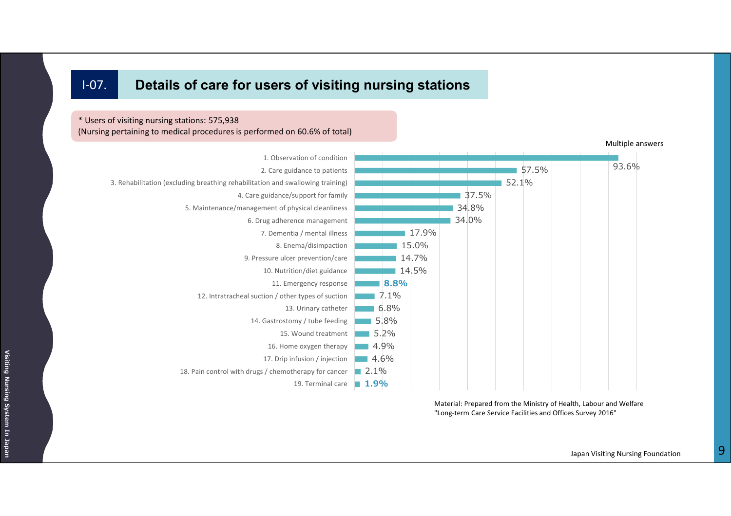## I-07. Details of care for users of visiting nursing stations

\* Users of visiting nursing stations: 575,938
(Nursing pertaining to medical procedures is performed on 60.6% of total)

Multiple answers

| Details of care | % |
|---|---|
| 1. Observation of condition | 93.6% |
| 2. Care guidance to patients | 57.5% |
| 3. Rehabilitation (excluding breathing rehabilitation and swallowing training) | 52.1% |
| 4. Care guidance/support for family | 37.5% |
| 5. Maintenance/management of physical cleanliness | 34.8% |
| 6. Drug adherence management | 34.0% |
| 7. Dementia / mental illness | 17.9% |
| 8. Enema/disimpaction | 15.0% |
| 9. Pressure ulcer prevention/care | 14.7% |
| 10. Nutrition/diet guidance | 14.5% |
| 11. Emergency response | **8.8%** |
| 12. Intratracheal suction / other types of suction | 7.1% |
| 13. Urinary catheter | 6.8% |
| 14. Gastrostomy / tube feeding | 5.8% |
| 15. Wound treatment | 5.2% |
| 16. Home oxygen therapy | 4.9% |
| 17. Drip infusion / injection | 4.6% |
| 18. Pain control with drugs / chemotherapy for cancer | 2.1% |
| 19. Terminal care | **1.9%** |

Material: Prepared from the Ministry of Health, Labour and Welfare "Long-term Care Service Facilities and Offices Survey 2016"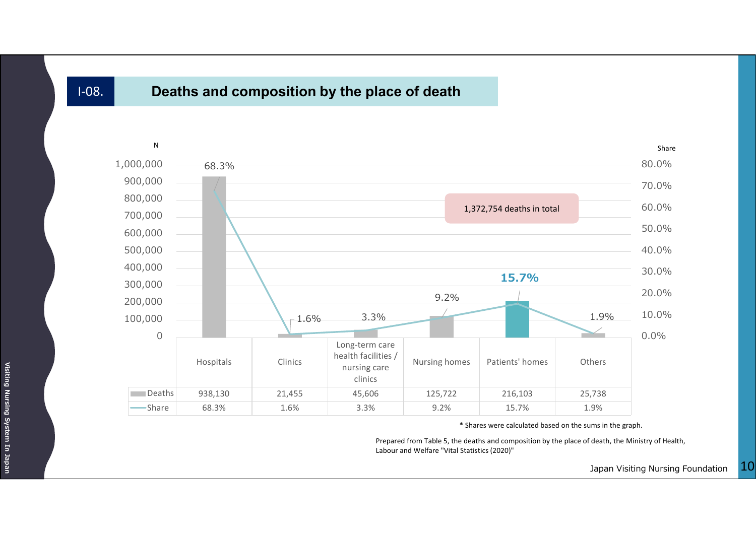## I-08. Deaths and composition by the place of death

1,372,754 deaths in total

| | Hospitals | Clinics | Long-term care health facilities / nursing care clinics | Nursing homes | Patients' homes | Others |
|---|---|---|---|---|---|---|
| Deaths | 938,130 | 21,455 | 45,606 | 125,722 | 216,103 | 25,738 |
| Share | 68.3% | 1.6% | 3.3% | 9.2% | 15.7% | 1.9% |

* Shares were calculated based on the sums in the graph.

Prepared from Table 5, the deaths and composition by the place of death, the Ministry of Health, Labour and Welfare "Vital Statistics (2020)"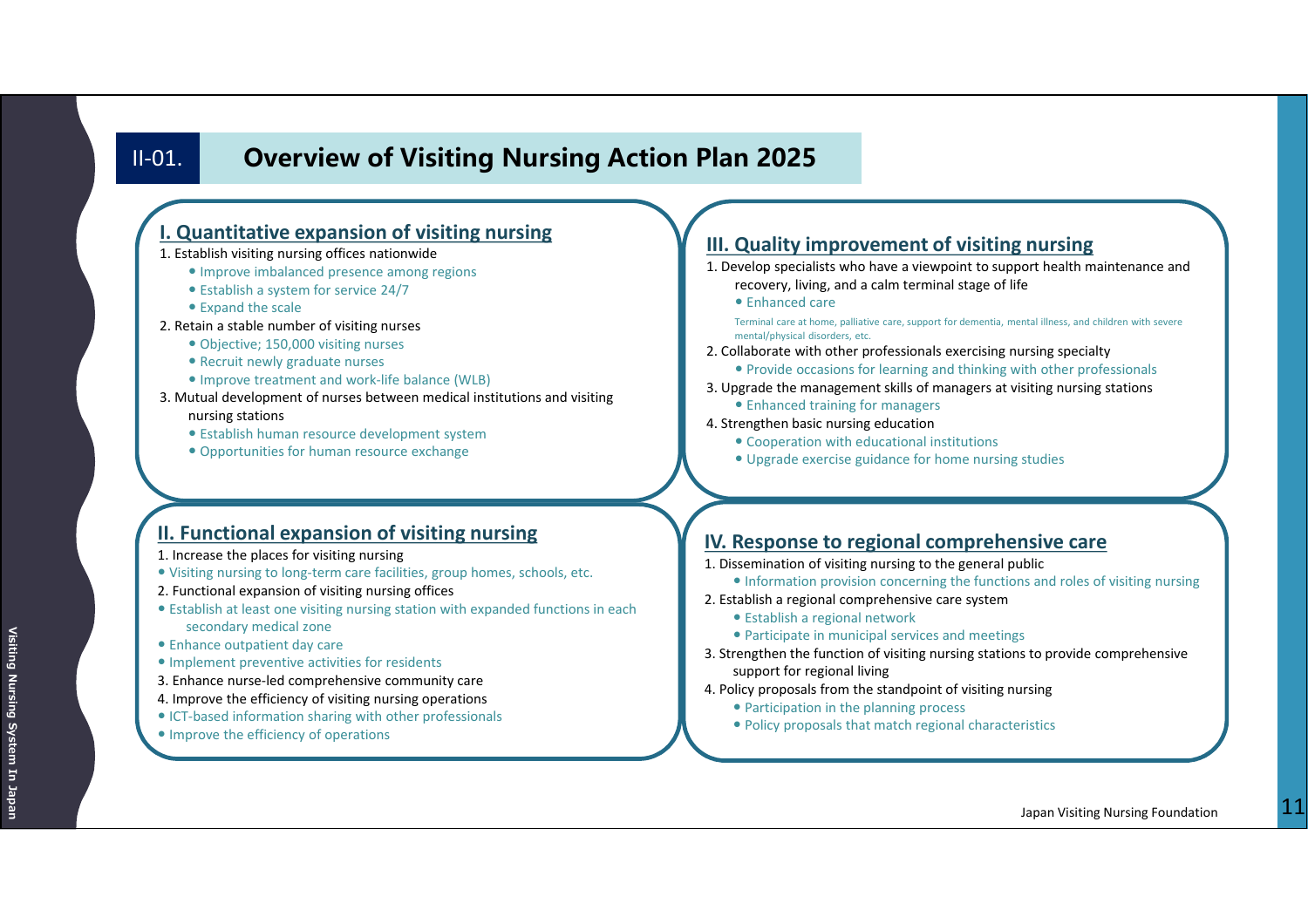## II-01. Overview of Visiting Nursing Action Plan 2025

### I. Quantitative expansion of visiting nursing

1. Establish visiting nursing offices nationwide
    - Improve imbalanced presence among regions
    - Establish a system for service 24/7
    - Expand the scale
2. Retain a stable number of visiting nurses
    - Objective; 150,000 visiting nurses
    - Recruit newly graduate nurses
    - Improve treatment and work-life balance (WLB)
3. Mutual development of nurses between medical institutions and visiting nursing stations
    - Establish human resource development system
    - Opportunities for human resource exchange

### II. Functional expansion of visiting nursing

1. Increase the places for visiting nursing
    - Visiting nursing to long-term care facilities, group homes, schools, etc.
2. Functional expansion of visiting nursing offices
    - Establish at least one visiting nursing station with expanded functions in each secondary medical zone
    - Enhance outpatient day care
    - Implement preventive activities for residents
3. Enhance nurse-led comprehensive community care
4. Improve the efficiency of visiting nursing operations
    - ICT-based information sharing with other professionals
    - Improve the efficiency of operations

### III. Quality improvement of visiting nursing

1. Develop specialists who have a viewpoint to support health maintenance and recovery, living, and a calm terminal stage of life
    - Enhanced care

      Terminal care at home, palliative care, support for dementia, mental illness, and children with severe mental/physical disorders, etc.
2. Collaborate with other professionals exercising nursing specialty
    - Provide occasions for learning and thinking with other professionals
3. Upgrade the management skills of managers at visiting nursing stations
    - Enhanced training for managers
4. Strengthen basic nursing education
    - Cooperation with educational institutions
    - Upgrade exercise guidance for home nursing studies

### IV. Response to regional comprehensive care

1. Dissemination of visiting nursing to the general public
    - Information provision concerning the functions and roles of visiting nursing
2. Establish a regional comprehensive care system
    - Establish a regional network
    - Participate in municipal services and meetings
3. Strengthen the function of visiting nursing stations to provide comprehensive support for regional living
4. Policy proposals from the standpoint of visiting nursing
    - Participation in the planning process
    - Policy proposals that match regional characteristics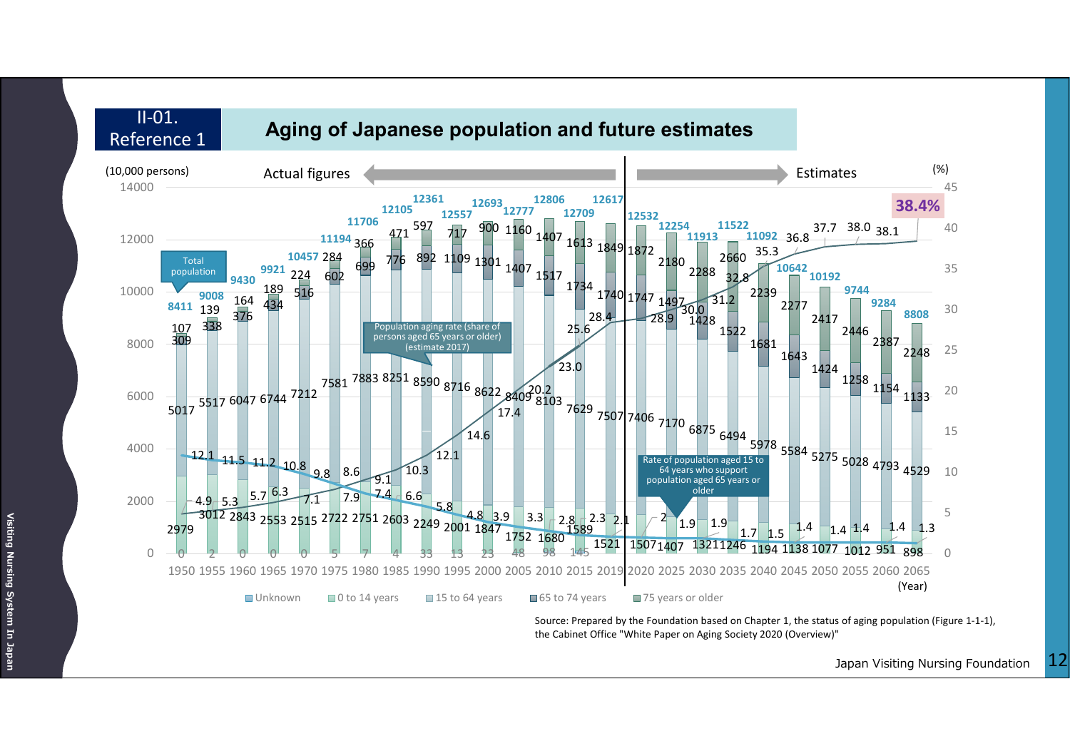## II-01. Reference 1

# Aging of Japanese population and future estimates

(10,000 persons) — Actual figures (1950–2019) / Estimates (2020–2065)

| Year | Total population | 75 years or older | 65 to 74 years | 15 to 64 years | 0 to 14 years | Unknown | Population aging rate (share of persons aged 65 years or older) (%) | Rate of population aged 15 to 64 years who support population aged 65 years or older |
|---|---|---|---|---|---|---|---|---|
| 1950 | 8411 | 107 | 309 | 5017 | 2979 | 0 | 4.9 | 12.1 |
| 1955 | 9008 | 139 | 338 | 5517 | 3012 | 2 | 5.3 | 11.5 |
| 1960 | 9430 | 164 | 376 | 6047 | 2843 | 0 | 5.7 | 11.2 |
| 1965 | 9921 | 189 | 434 | 6744 | 2553 | 0 | 6.3 | 10.8 |
| 1970 | 10457 | 224 | 516 | 7212 | 2515 | 0 | 7.1 | 9.8 |
| 1975 | 11194 | 284 | 602 | 7581 | 2722 | 5 | 7.9 | 8.6 |
| 1980 | 11706 | 366 | 699 | 7883 | 2751 | 7 | 9.1 | 7.4 |
| 1985 | 12105 | 471 | 776 | 8251 | 2603 | 4 | 10.3 | 6.6 |
| 1990 | 12361 | 597 | 892 | 8590 | 2249 | 33 | 12.1 | 5.8 |
| 1995 | 12557 | 717 | 1109 | 8716 | 2001 | 13 | 14.6 | 4.8 |
| 2000 | 12693 | 900 | 1301 | 8622 | 1847 | 23 | 17.4 | 3.9 |
| 2005 | 12777 | 1160 | 1407 | 8409 | 1752 | 48 | 20.2 | 3.3 |
| 2010 | 12806 | 1407 | 1517 | 8103 | 1680 | 98 | 23.0 | 2.8 |
| 2015 | 12709 | 1613 | 1734 | 7629 | 1589 | 145 | 25.6 | 2.3 |
| 2019 | 12617 | 1849 | 1740 | 7507 | 1521 | | 28.4 | 2.1 |
| 2020 | 12532 | 1872 | 1747 | 7406 | 1507 | | 28.9 | 2 |
| 2025 | 12254 | 2180 | 1497 | 7170 | 1407 | | 30.0 | 1.9 |
| 2030 | 11913 | 2288 | 1428 | 6875 | 1321 | | 31.2 | 1.9 |
| 2035 | 11522 | 2260 | 1522 | 6494 | 1246 | | 32.8 | 1.7 |
| 2040 | 11092 | 2239 | 1681 | 5978 | 1194 | | 35.3 | 1.5 |
| 2045 | 10642 | 2277 | 1643 | 5584 | 1138 | | 36.8 | 1.4 |
| 2050 | 10192 | 2417 | 1424 | 5275 | 1077 | | 37.7 | 1.4 |
| 2055 | 9744 | 2446 | 1258 | 5028 | 1012 | | 38.0 | 1.4 |
| 2060 | 9284 | 2387 | 1154 | 4793 | 951 | | 38.1 | 1.4 |
| 2065 | 8808 | 2248 | 1133 | 4529 | 898 | | 38.4% | 1.3 |

Population aging rate (share of persons aged 65 years or older) (estimate 2017)

Rate of population aged 15 to 64 years who support population aged 65 years or older

Source: Prepared by the Foundation based on Chapter 1, the status of aging population (Figure 1-1-1), the Cabinet Office "White Paper on Aging Society 2020 (Overview)"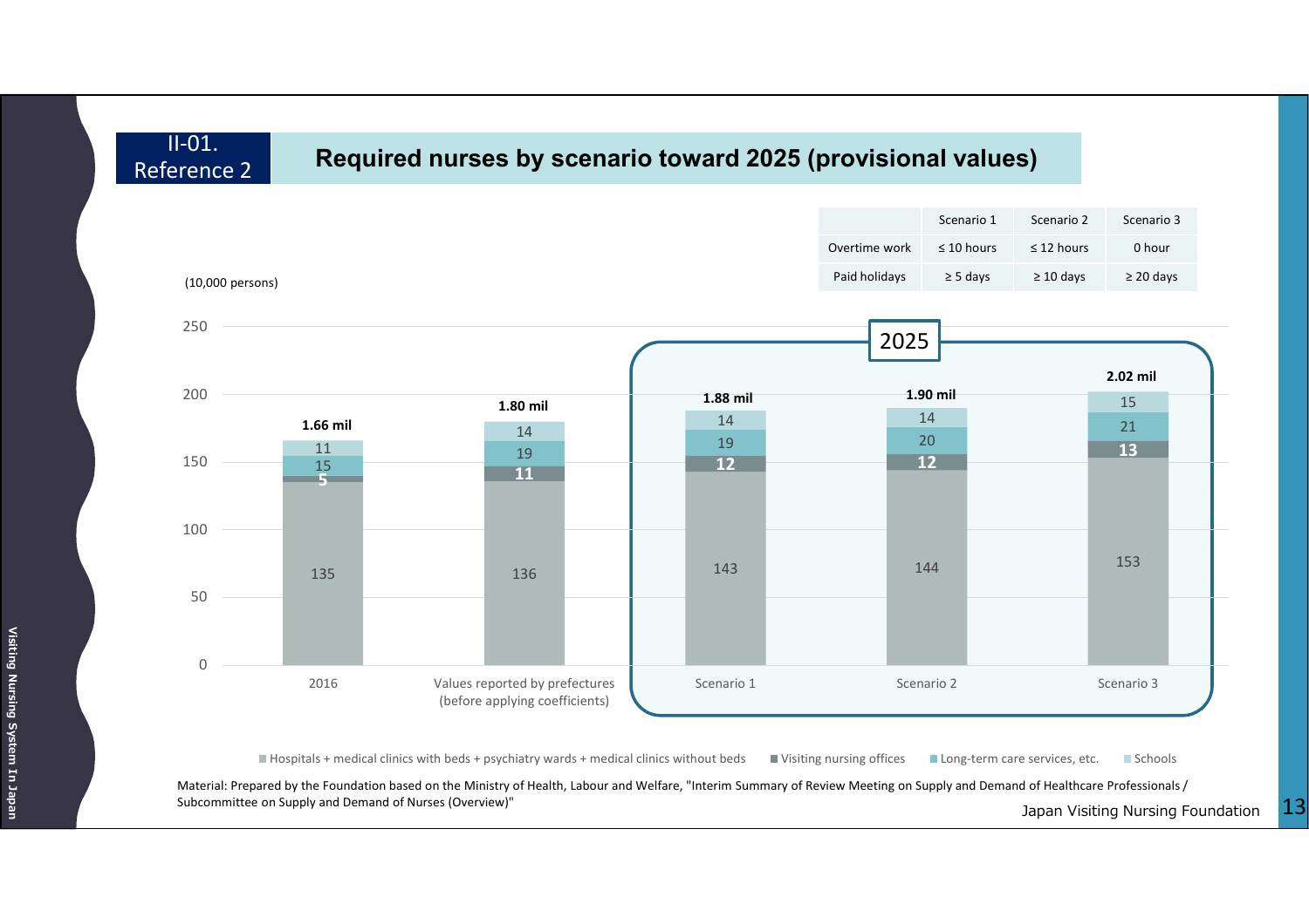## II-01. Reference 2

# Required nurses by scenario toward 2025 (provisional values)

| | Scenario 1 | Scenario 2 | Scenario 3 |
|---|---|---|---|
| Overtime work | ≤ 10 hours | ≤ 12 hours | 0 hour |
| Paid holidays | ≥ 5 days | ≥ 10 days | ≥ 20 days |

(10,000 persons)

| | 2016 | Values reported by prefectures (before applying coefficients) | Scenario 1 (2025) | Scenario 2 (2025) | Scenario 3 (2025) |
|---|---|---|---|---|---|
| Hospitals + medical clinics with beds + psychiatry wards + medical clinics without beds | 135 | 136 | 143 | 144 | 153 |
| Visiting nursing offices | 5 | 11 | 12 | 12 | 13 |
| Long-term care services, etc. | 15 | 19 | 19 | 20 | 21 |
| Schools | 11 | 14 | 14 | 14 | 15 |
| Total | 1.66 mil | 1.80 mil | 1.88 mil | 1.90 mil | 2.02 mil |

Material: Prepared by the Foundation based on the Ministry of Health, Labour and Welfare, "Interim Summary of Review Meeting on Supply and Demand of Healthcare Professionals / Subcommittee on Supply and Demand of Nurses (Overview)"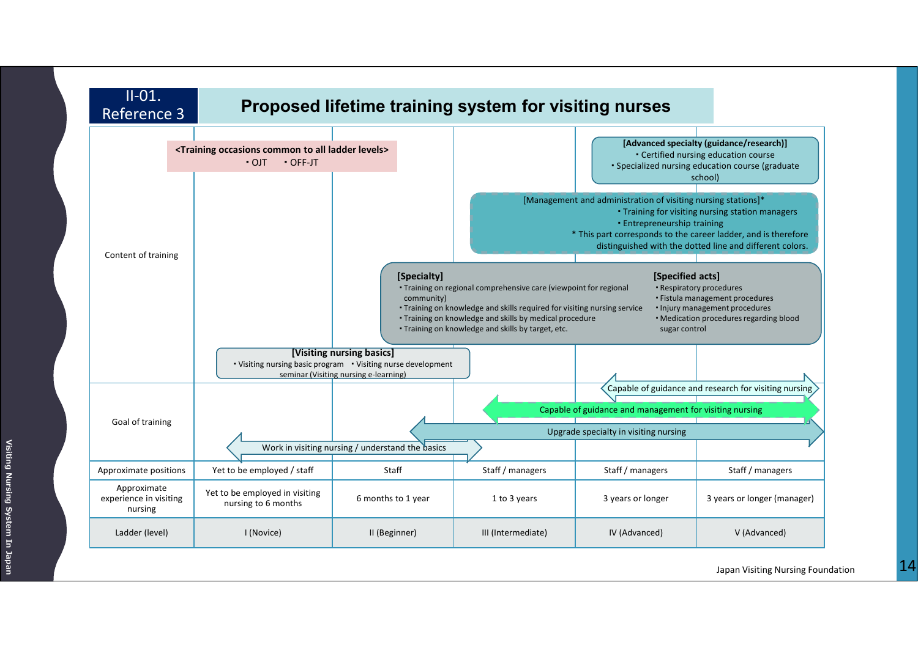# II-01. Reference 3

## Proposed lifetime training system for visiting nurses

**Content of training**

**<Training occasions common to all ladder levels>**
・OJT ・OFF-JT

**[Advanced specialty (guidance/research)]**
・Certified nursing education course
・Specialized nursing education course (graduate school)

[Management and administration of visiting nursing stations]*
・Training for visiting nursing station managers
・Entrepreneurship training
* This part corresponds to the career ladder, and is therefore distinguished with the dotted line and different colors.

**[Specialty]**
・Training on regional comprehensive care (viewpoint for regional community)
・Training on knowledge and skills required for visiting nursing service
・Training on knowledge and skills by medical procedure
・Training on knowledge and skills by target, etc.

**[Specified acts]**
・Respiratory procedures
・Fistula management procedures
・Injury management procedures
・Medication procedures regarding blood sugar control

**[Visiting nursing basics]**
・Visiting nursing basic program ・Visiting nurse development seminar (Visiting nursing e-learning)

**Goal of training**

- Capable of guidance and research for visiting nursing
- Capable of guidance and management for visiting nursing
- Upgrade specialty in visiting nursing
- Work in visiting nursing / understand the basics

| | | | | | |
|---|---|---|---|---|---|
| Approximate positions | Yet to be employed / staff | Staff | Staff / managers | Staff / managers | Staff / managers |
| Approximate experience in visiting nursing | Yet to be employed in visiting nursing to 6 months | 6 months to 1 year | 1 to 3 years | 3 years or longer | 3 years or longer (manager) |
| Ladder (level) | I (Novice) | II (Beginner) | III (Intermediate) | IV (Advanced) | V (Advanced) |

Japan Visiting Nursing Foundation